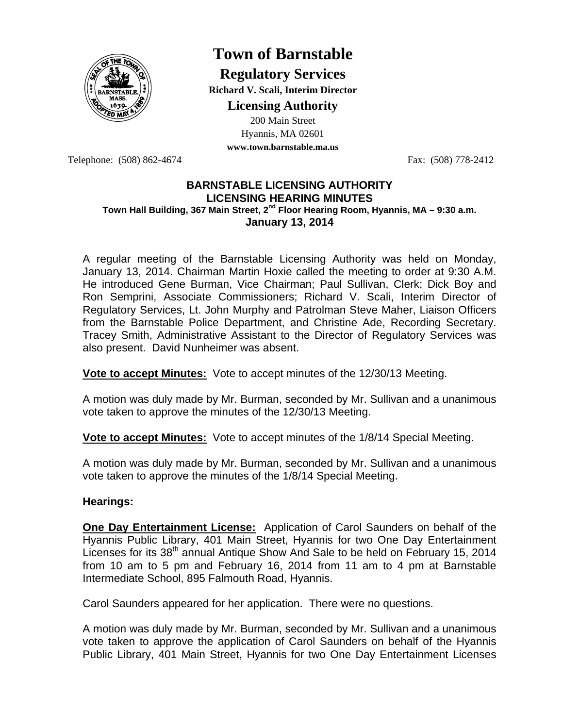# Town of Barnstable

## Regulatory Services

**Richard V. Scali, Interim Director**

## Licensing Authority

200 Main Street
Hyannis, MA 02601
**www.town.barnstable.ma.us**

Telephone: (508) 862-4674 Fax: (508) 778-2412

**BARNSTABLE LICENSING AUTHORITY**
**LICENSING HEARING MINUTES**
**Town Hall Building, 367 Main Street, 2nd Floor Hearing Room, Hyannis, MA – 9:30 a.m.**
**January 13, 2014**

A regular meeting of the Barnstable Licensing Authority was held on Monday, January 13, 2014. Chairman Martin Hoxie called the meeting to order at 9:30 A.M. He introduced Gene Burman, Vice Chairman; Paul Sullivan, Clerk; Dick Boy and Ron Semprini, Associate Commissioners; Richard V. Scali, Interim Director of Regulatory Services, Lt. John Murphy and Patrolman Steve Maher, Liaison Officers from the Barnstable Police Department, and Christine Ade, Recording Secretary. Tracey Smith, Administrative Assistant to the Director of Regulatory Services was also present. David Nunheimer was absent.

**Vote to accept Minutes:** Vote to accept minutes of the 12/30/13 Meeting.

A motion was duly made by Mr. Burman, seconded by Mr. Sullivan and a unanimous vote taken to approve the minutes of the 12/30/13 Meeting.

**Vote to accept Minutes:** Vote to accept minutes of the 1/8/14 Special Meeting.

A motion was duly made by Mr. Burman, seconded by Mr. Sullivan and a unanimous vote taken to approve the minutes of the 1/8/14 Special Meeting.

**Hearings:**

**One Day Entertainment License:** Application of Carol Saunders on behalf of the Hyannis Public Library, 401 Main Street, Hyannis for two One Day Entertainment Licenses for its 38th annual Antique Show And Sale to be held on February 15, 2014 from 10 am to 5 pm and February 16, 2014 from 11 am to 4 pm at Barnstable Intermediate School, 895 Falmouth Road, Hyannis.

Carol Saunders appeared for her application. There were no questions.

A motion was duly made by Mr. Burman, seconded by Mr. Sullivan and a unanimous vote taken to approve the application of Carol Saunders on behalf of the Hyannis Public Library, 401 Main Street, Hyannis for two One Day Entertainment Licenses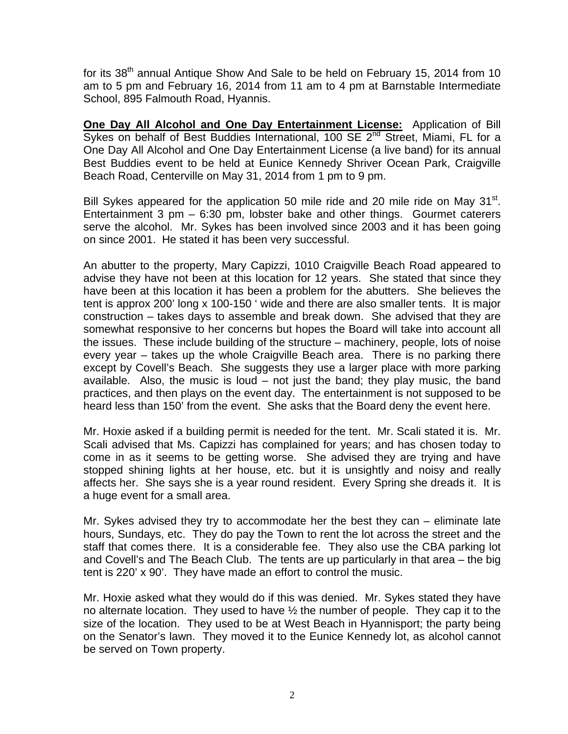for its 38th annual Antique Show And Sale to be held on February 15, 2014 from 10 am to 5 pm and February 16, 2014 from 11 am to 4 pm at Barnstable Intermediate School, 895 Falmouth Road, Hyannis.

**One Day All Alcohol and One Day Entertainment License:** Application of Bill Sykes on behalf of Best Buddies International, 100 SE 2nd Street, Miami, FL for a One Day All Alcohol and One Day Entertainment License (a live band) for its annual Best Buddies event to be held at Eunice Kennedy Shriver Ocean Park, Craigville Beach Road, Centerville on May 31, 2014 from 1 pm to 9 pm.

Bill Sykes appeared for the application 50 mile ride and 20 mile ride on May 31st. Entertainment 3 pm – 6:30 pm, lobster bake and other things. Gourmet caterers serve the alcohol. Mr. Sykes has been involved since 2003 and it has been going on since 2001. He stated it has been very successful.

An abutter to the property, Mary Capizzi, 1010 Craigville Beach Road appeared to advise they have not been at this location for 12 years. She stated that since they have been at this location it has been a problem for the abutters. She believes the tent is approx 200' long x 100-150 ' wide and there are also smaller tents. It is major construction – takes days to assemble and break down. She advised that they are somewhat responsive to her concerns but hopes the Board will take into account all the issues. These include building of the structure – machinery, people, lots of noise every year – takes up the whole Craigville Beach area. There is no parking there except by Covell's Beach. She suggests they use a larger place with more parking available. Also, the music is loud – not just the band; they play music, the band practices, and then plays on the event day. The entertainment is not supposed to be heard less than 150' from the event. She asks that the Board deny the event here.

Mr. Hoxie asked if a building permit is needed for the tent. Mr. Scali stated it is. Mr. Scali advised that Ms. Capizzi has complained for years; and has chosen today to come in as it seems to be getting worse. She advised they are trying and have stopped shining lights at her house, etc. but it is unsightly and noisy and really affects her. She says she is a year round resident. Every Spring she dreads it. It is a huge event for a small area.

Mr. Sykes advised they try to accommodate her the best they can – eliminate late hours, Sundays, etc. They do pay the Town to rent the lot across the street and the staff that comes there. It is a considerable fee. They also use the CBA parking lot and Covell's and The Beach Club. The tents are up particularly in that area – the big tent is 220' x 90'. They have made an effort to control the music.

Mr. Hoxie asked what they would do if this was denied. Mr. Sykes stated they have no alternate location. They used to have ½ the number of people. They cap it to the size of the location. They used to be at West Beach in Hyannisport; the party being on the Senator's lawn. They moved it to the Eunice Kennedy lot, as alcohol cannot be served on Town property.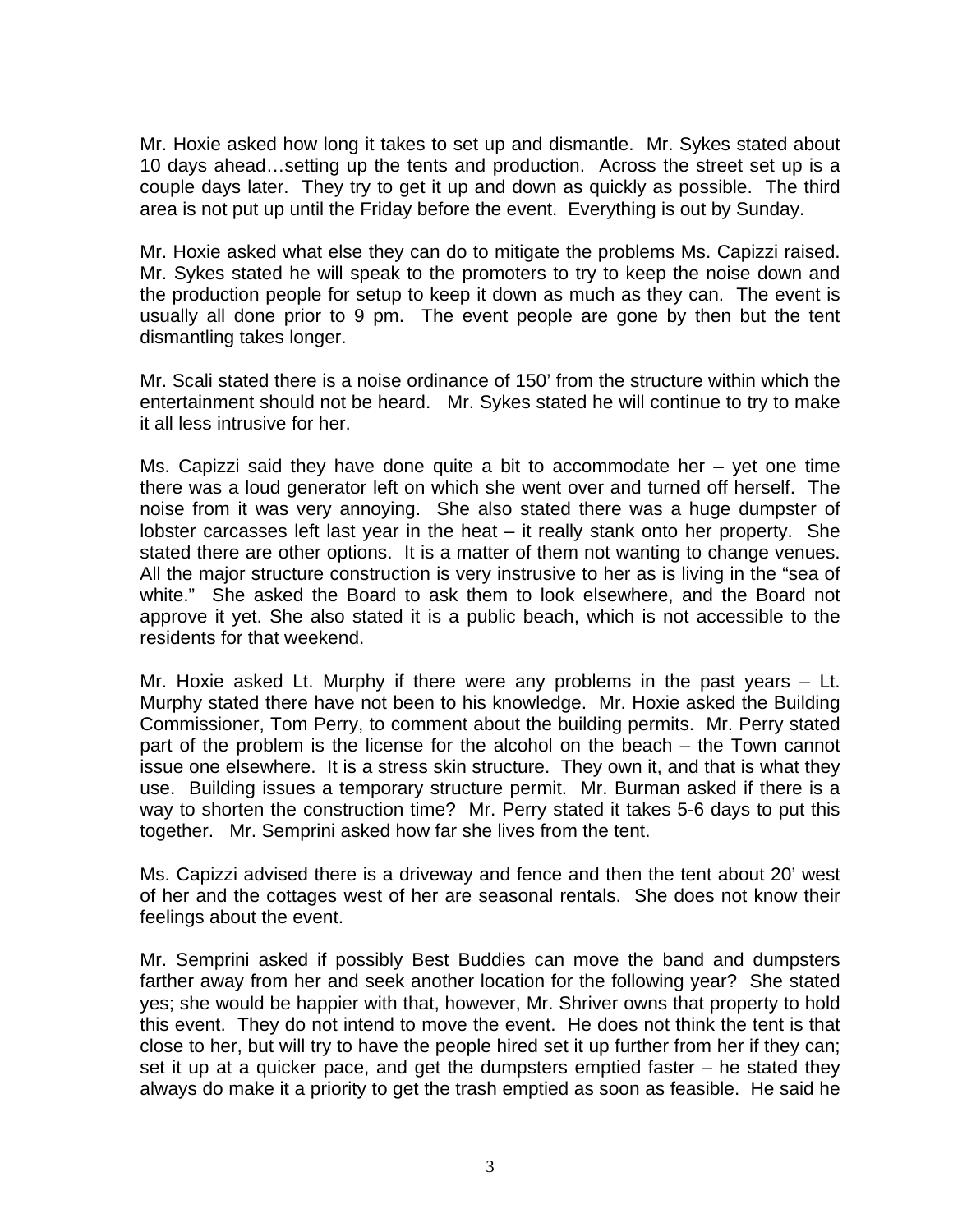Mr. Hoxie asked how long it takes to set up and dismantle. Mr. Sykes stated about 10 days ahead…setting up the tents and production. Across the street set up is a couple days later. They try to get it up and down as quickly as possible. The third area is not put up until the Friday before the event. Everything is out by Sunday.

Mr. Hoxie asked what else they can do to mitigate the problems Ms. Capizzi raised. Mr. Sykes stated he will speak to the promoters to try to keep the noise down and the production people for setup to keep it down as much as they can. The event is usually all done prior to 9 pm. The event people are gone by then but the tent dismantling takes longer.

Mr. Scali stated there is a noise ordinance of 150' from the structure within which the entertainment should not be heard. Mr. Sykes stated he will continue to try to make it all less intrusive for her.

Ms. Capizzi said they have done quite a bit to accommodate her – yet one time there was a loud generator left on which she went over and turned off herself. The noise from it was very annoying. She also stated there was a huge dumpster of lobster carcasses left last year in the heat – it really stank onto her property. She stated there are other options. It is a matter of them not wanting to change venues. All the major structure construction is very instrusive to her as is living in the "sea of white." She asked the Board to ask them to look elsewhere, and the Board not approve it yet. She also stated it is a public beach, which is not accessible to the residents for that weekend.

Mr. Hoxie asked Lt. Murphy if there were any problems in the past years – Lt. Murphy stated there have not been to his knowledge. Mr. Hoxie asked the Building Commissioner, Tom Perry, to comment about the building permits. Mr. Perry stated part of the problem is the license for the alcohol on the beach – the Town cannot issue one elsewhere. It is a stress skin structure. They own it, and that is what they use. Building issues a temporary structure permit. Mr. Burman asked if there is a way to shorten the construction time? Mr. Perry stated it takes 5-6 days to put this together. Mr. Semprini asked how far she lives from the tent.

Ms. Capizzi advised there is a driveway and fence and then the tent about 20' west of her and the cottages west of her are seasonal rentals. She does not know their feelings about the event.

Mr. Semprini asked if possibly Best Buddies can move the band and dumpsters farther away from her and seek another location for the following year? She stated yes; she would be happier with that, however, Mr. Shriver owns that property to hold this event. They do not intend to move the event. He does not think the tent is that close to her, but will try to have the people hired set it up further from her if they can; set it up at a quicker pace, and get the dumpsters emptied faster – he stated they always do make it a priority to get the trash emptied as soon as feasible. He said he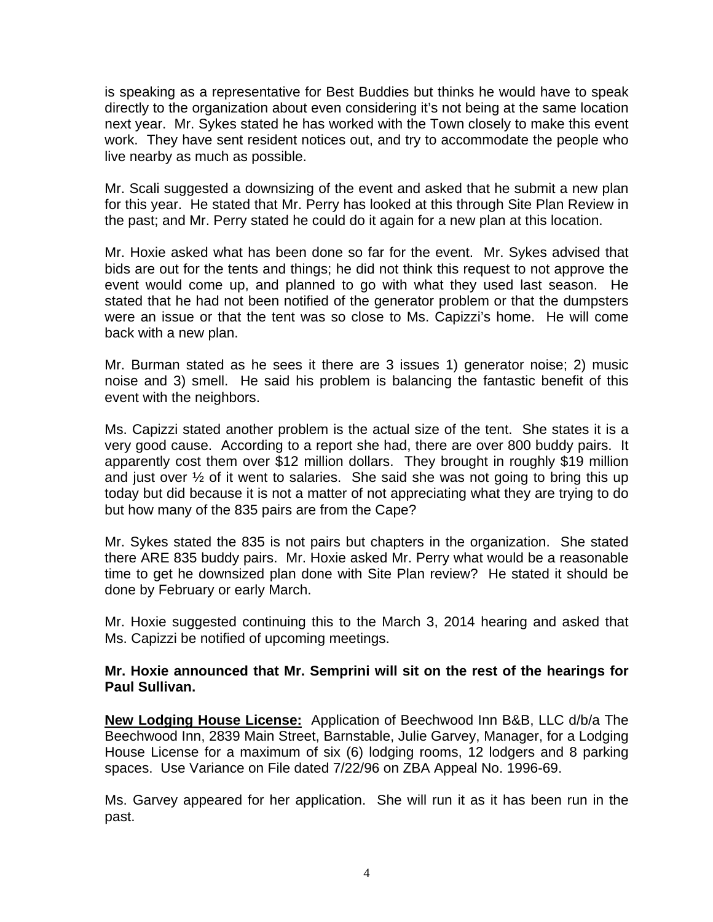is speaking as a representative for Best Buddies but thinks he would have to speak directly to the organization about even considering it's not being at the same location next year. Mr. Sykes stated he has worked with the Town closely to make this event work. They have sent resident notices out, and try to accommodate the people who live nearby as much as possible.

Mr. Scali suggested a downsizing of the event and asked that he submit a new plan for this year. He stated that Mr. Perry has looked at this through Site Plan Review in the past; and Mr. Perry stated he could do it again for a new plan at this location.

Mr. Hoxie asked what has been done so far for the event. Mr. Sykes advised that bids are out for the tents and things; he did not think this request to not approve the event would come up, and planned to go with what they used last season. He stated that he had not been notified of the generator problem or that the dumpsters were an issue or that the tent was so close to Ms. Capizzi's home. He will come back with a new plan.

Mr. Burman stated as he sees it there are 3 issues 1) generator noise; 2) music noise and 3) smell. He said his problem is balancing the fantastic benefit of this event with the neighbors.

Ms. Capizzi stated another problem is the actual size of the tent. She states it is a very good cause. According to a report she had, there are over 800 buddy pairs. It apparently cost them over $12 million dollars. They brought in roughly $19 million and just over ½ of it went to salaries. She said she was not going to bring this up today but did because it is not a matter of not appreciating what they are trying to do but how many of the 835 pairs are from the Cape?

Mr. Sykes stated the 835 is not pairs but chapters in the organization. She stated there ARE 835 buddy pairs. Mr. Hoxie asked Mr. Perry what would be a reasonable time to get he downsized plan done with Site Plan review? He stated it should be done by February or early March.

Mr. Hoxie suggested continuing this to the March 3, 2014 hearing and asked that Ms. Capizzi be notified of upcoming meetings.

**Mr. Hoxie announced that Mr. Semprini will sit on the rest of the hearings for Paul Sullivan.**

**New Lodging House License:** Application of Beechwood Inn B&B, LLC d/b/a The Beechwood Inn, 2839 Main Street, Barnstable, Julie Garvey, Manager, for a Lodging House License for a maximum of six (6) lodging rooms, 12 lodgers and 8 parking spaces. Use Variance on File dated 7/22/96 on ZBA Appeal No. 1996-69.

Ms. Garvey appeared for her application. She will run it as it has been run in the past.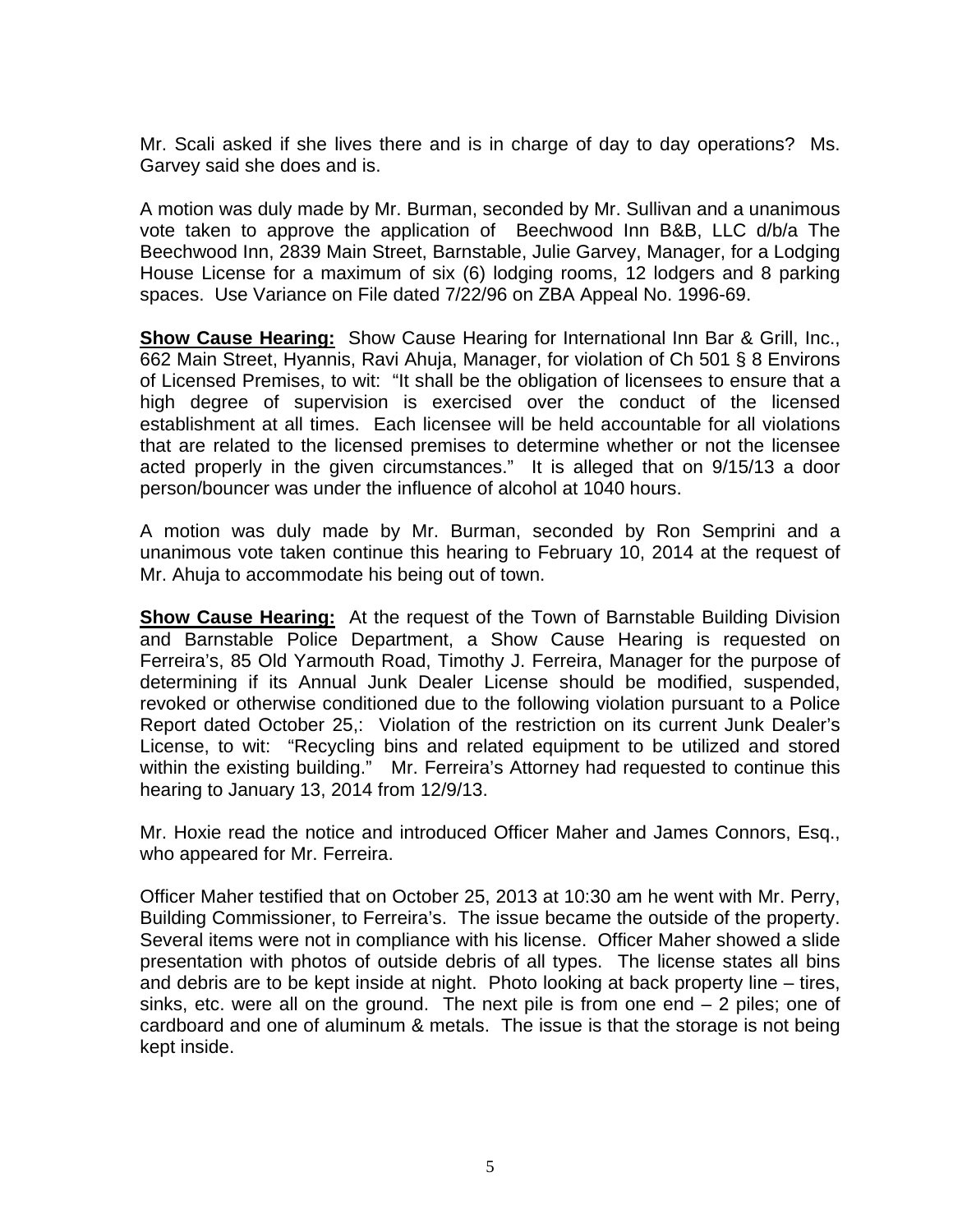Mr. Scali asked if she lives there and is in charge of day to day operations? Ms. Garvey said she does and is.

A motion was duly made by Mr. Burman, seconded by Mr. Sullivan and a unanimous vote taken to approve the application of Beechwood Inn B&B, LLC d/b/a The Beechwood Inn, 2839 Main Street, Barnstable, Julie Garvey, Manager, for a Lodging House License for a maximum of six (6) lodging rooms, 12 lodgers and 8 parking spaces. Use Variance on File dated 7/22/96 on ZBA Appeal No. 1996-69.

**Show Cause Hearing:** Show Cause Hearing for International Inn Bar & Grill, Inc., 662 Main Street, Hyannis, Ravi Ahuja, Manager, for violation of Ch 501 § 8 Environs of Licensed Premises, to wit: "It shall be the obligation of licensees to ensure that a high degree of supervision is exercised over the conduct of the licensed establishment at all times. Each licensee will be held accountable for all violations that are related to the licensed premises to determine whether or not the licensee acted properly in the given circumstances." It is alleged that on 9/15/13 a door person/bouncer was under the influence of alcohol at 1040 hours.

A motion was duly made by Mr. Burman, seconded by Ron Semprini and a unanimous vote taken continue this hearing to February 10, 2014 at the request of Mr. Ahuja to accommodate his being out of town.

**Show Cause Hearing:** At the request of the Town of Barnstable Building Division and Barnstable Police Department, a Show Cause Hearing is requested on Ferreira's, 85 Old Yarmouth Road, Timothy J. Ferreira, Manager for the purpose of determining if its Annual Junk Dealer License should be modified, suspended, revoked or otherwise conditioned due to the following violation pursuant to a Police Report dated October 25,: Violation of the restriction on its current Junk Dealer's License, to wit: "Recycling bins and related equipment to be utilized and stored within the existing building." Mr. Ferreira's Attorney had requested to continue this hearing to January 13, 2014 from 12/9/13.

Mr. Hoxie read the notice and introduced Officer Maher and James Connors, Esq., who appeared for Mr. Ferreira.

Officer Maher testified that on October 25, 2013 at 10:30 am he went with Mr. Perry, Building Commissioner, to Ferreira's. The issue became the outside of the property. Several items were not in compliance with his license. Officer Maher showed a slide presentation with photos of outside debris of all types. The license states all bins and debris are to be kept inside at night. Photo looking at back property line – tires, sinks, etc. were all on the ground. The next pile is from one end – 2 piles; one of cardboard and one of aluminum & metals. The issue is that the storage is not being kept inside.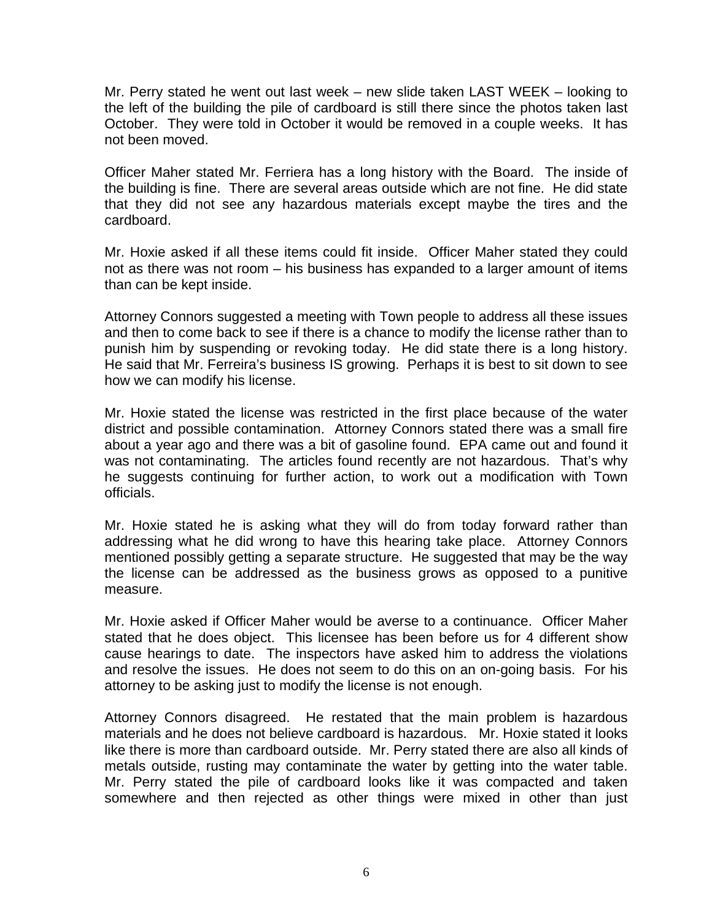Mr. Perry stated he went out last week – new slide taken LAST WEEK – looking to the left of the building the pile of cardboard is still there since the photos taken last October. They were told in October it would be removed in a couple weeks. It has not been moved.

Officer Maher stated Mr. Ferriera has a long history with the Board. The inside of the building is fine. There are several areas outside which are not fine. He did state that they did not see any hazardous materials except maybe the tires and the cardboard.

Mr. Hoxie asked if all these items could fit inside. Officer Maher stated they could not as there was not room – his business has expanded to a larger amount of items than can be kept inside.

Attorney Connors suggested a meeting with Town people to address all these issues and then to come back to see if there is a chance to modify the license rather than to punish him by suspending or revoking today. He did state there is a long history. He said that Mr. Ferreira's business IS growing. Perhaps it is best to sit down to see how we can modify his license.

Mr. Hoxie stated the license was restricted in the first place because of the water district and possible contamination. Attorney Connors stated there was a small fire about a year ago and there was a bit of gasoline found. EPA came out and found it was not contaminating. The articles found recently are not hazardous. That's why he suggests continuing for further action, to work out a modification with Town officials.

Mr. Hoxie stated he is asking what they will do from today forward rather than addressing what he did wrong to have this hearing take place. Attorney Connors mentioned possibly getting a separate structure. He suggested that may be the way the license can be addressed as the business grows as opposed to a punitive measure.

Mr. Hoxie asked if Officer Maher would be averse to a continuance. Officer Maher stated that he does object. This licensee has been before us for 4 different show cause hearings to date. The inspectors have asked him to address the violations and resolve the issues. He does not seem to do this on an on-going basis. For his attorney to be asking just to modify the license is not enough.

Attorney Connors disagreed. He restated that the main problem is hazardous materials and he does not believe cardboard is hazardous. Mr. Hoxie stated it looks like there is more than cardboard outside. Mr. Perry stated there are also all kinds of metals outside, rusting may contaminate the water by getting into the water table. Mr. Perry stated the pile of cardboard looks like it was compacted and taken somewhere and then rejected as other things were mixed in other than just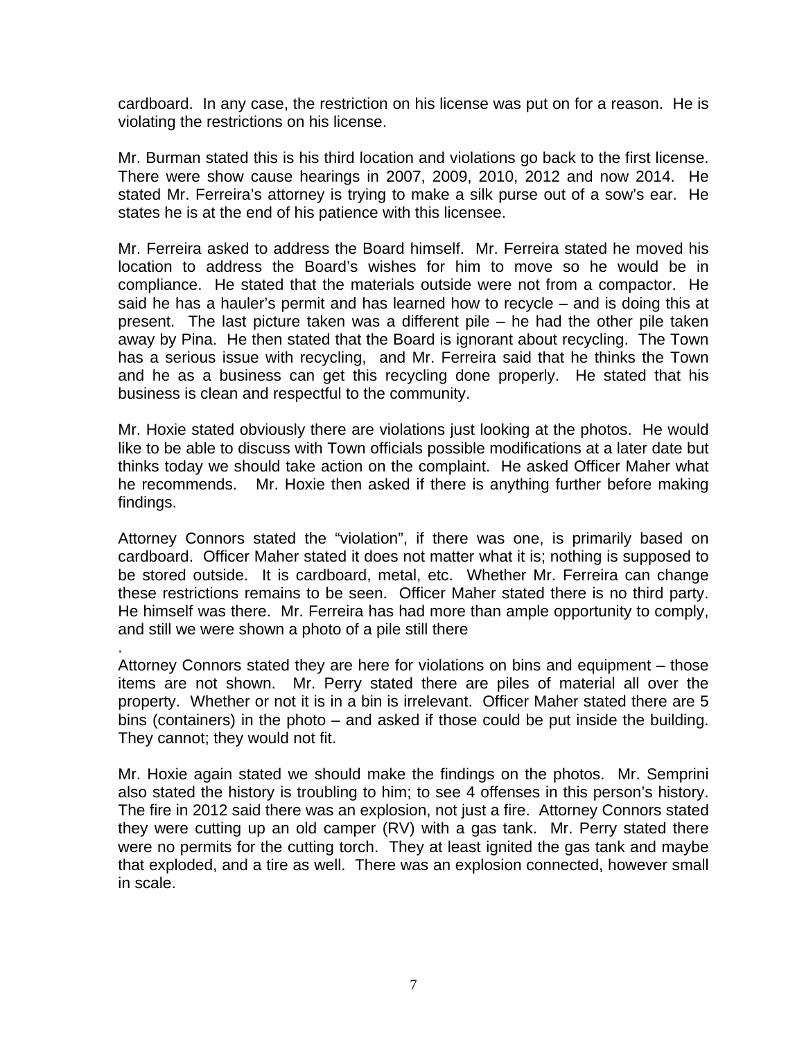cardboard. In any case, the restriction on his license was put on for a reason. He is violating the restrictions on his license.

Mr. Burman stated this is his third location and violations go back to the first license. There were show cause hearings in 2007, 2009, 2010, 2012 and now 2014. He stated Mr. Ferreira's attorney is trying to make a silk purse out of a sow's ear. He states he is at the end of his patience with this licensee.

Mr. Ferreira asked to address the Board himself. Mr. Ferreira stated he moved his location to address the Board's wishes for him to move so he would be in compliance. He stated that the materials outside were not from a compactor. He said he has a hauler's permit and has learned how to recycle – and is doing this at present. The last picture taken was a different pile – he had the other pile taken away by Pina. He then stated that the Board is ignorant about recycling. The Town has a serious issue with recycling, and Mr. Ferreira said that he thinks the Town and he as a business can get this recycling done properly. He stated that his business is clean and respectful to the community.

Mr. Hoxie stated obviously there are violations just looking at the photos. He would like to be able to discuss with Town officials possible modifications at a later date but thinks today we should take action on the complaint. He asked Officer Maher what he recommends. Mr. Hoxie then asked if there is anything further before making findings.

Attorney Connors stated the "violation", if there was one, is primarily based on cardboard. Officer Maher stated it does not matter what it is; nothing is supposed to be stored outside. It is cardboard, metal, etc. Whether Mr. Ferreira can change these restrictions remains to be seen. Officer Maher stated there is no third party. He himself was there. Mr. Ferreira has had more than ample opportunity to comply, and still we were shown a photo of a pile still there

.
Attorney Connors stated they are here for violations on bins and equipment – those items are not shown. Mr. Perry stated there are piles of material all over the property. Whether or not it is in a bin is irrelevant. Officer Maher stated there are 5 bins (containers) in the photo – and asked if those could be put inside the building. They cannot; they would not fit.

Mr. Hoxie again stated we should make the findings on the photos. Mr. Semprini also stated the history is troubling to him; to see 4 offenses in this person's history. The fire in 2012 said there was an explosion, not just a fire. Attorney Connors stated they were cutting up an old camper (RV) with a gas tank. Mr. Perry stated there were no permits for the cutting torch. They at least ignited the gas tank and maybe that exploded, and a tire as well. There was an explosion connected, however small in scale.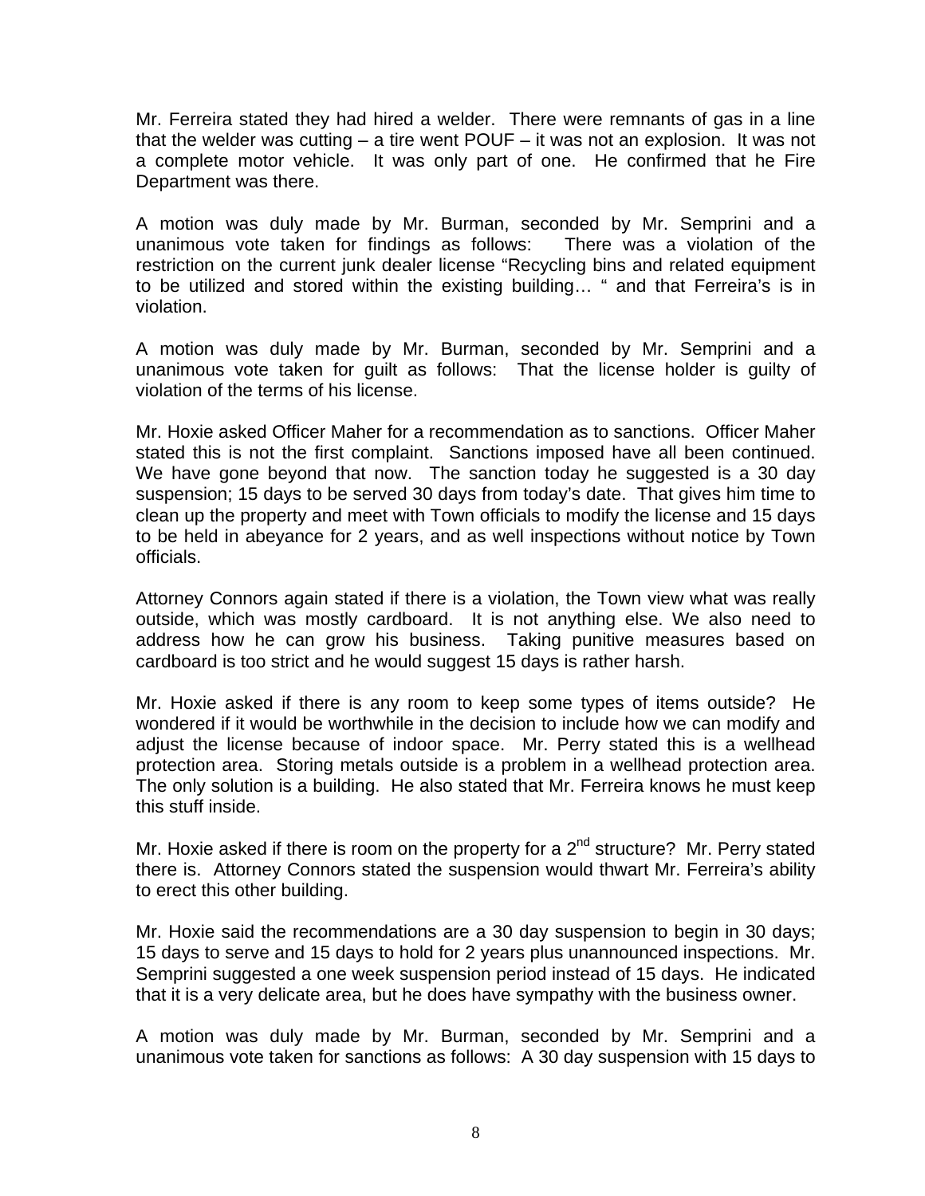Mr. Ferreira stated they had hired a welder. There were remnants of gas in a line that the welder was cutting – a tire went POUF – it was not an explosion. It was not a complete motor vehicle. It was only part of one. He confirmed that he Fire Department was there.

A motion was duly made by Mr. Burman, seconded by Mr. Semprini and a unanimous vote taken for findings as follows: There was a violation of the restriction on the current junk dealer license "Recycling bins and related equipment to be utilized and stored within the existing building… " and that Ferreira's is in violation.

A motion was duly made by Mr. Burman, seconded by Mr. Semprini and a unanimous vote taken for guilt as follows: That the license holder is guilty of violation of the terms of his license.

Mr. Hoxie asked Officer Maher for a recommendation as to sanctions. Officer Maher stated this is not the first complaint. Sanctions imposed have all been continued. We have gone beyond that now. The sanction today he suggested is a 30 day suspension; 15 days to be served 30 days from today's date. That gives him time to clean up the property and meet with Town officials to modify the license and 15 days to be held in abeyance for 2 years, and as well inspections without notice by Town officials.

Attorney Connors again stated if there is a violation, the Town view what was really outside, which was mostly cardboard. It is not anything else. We also need to address how he can grow his business. Taking punitive measures based on cardboard is too strict and he would suggest 15 days is rather harsh.

Mr. Hoxie asked if there is any room to keep some types of items outside? He wondered if it would be worthwhile in the decision to include how we can modify and adjust the license because of indoor space. Mr. Perry stated this is a wellhead protection area. Storing metals outside is a problem in a wellhead protection area. The only solution is a building. He also stated that Mr. Ferreira knows he must keep this stuff inside.

Mr. Hoxie asked if there is room on the property for a 2nd structure? Mr. Perry stated there is. Attorney Connors stated the suspension would thwart Mr. Ferreira's ability to erect this other building.

Mr. Hoxie said the recommendations are a 30 day suspension to begin in 30 days; 15 days to serve and 15 days to hold for 2 years plus unannounced inspections. Mr. Semprini suggested a one week suspension period instead of 15 days. He indicated that it is a very delicate area, but he does have sympathy with the business owner.

A motion was duly made by Mr. Burman, seconded by Mr. Semprini and a unanimous vote taken for sanctions as follows: A 30 day suspension with 15 days to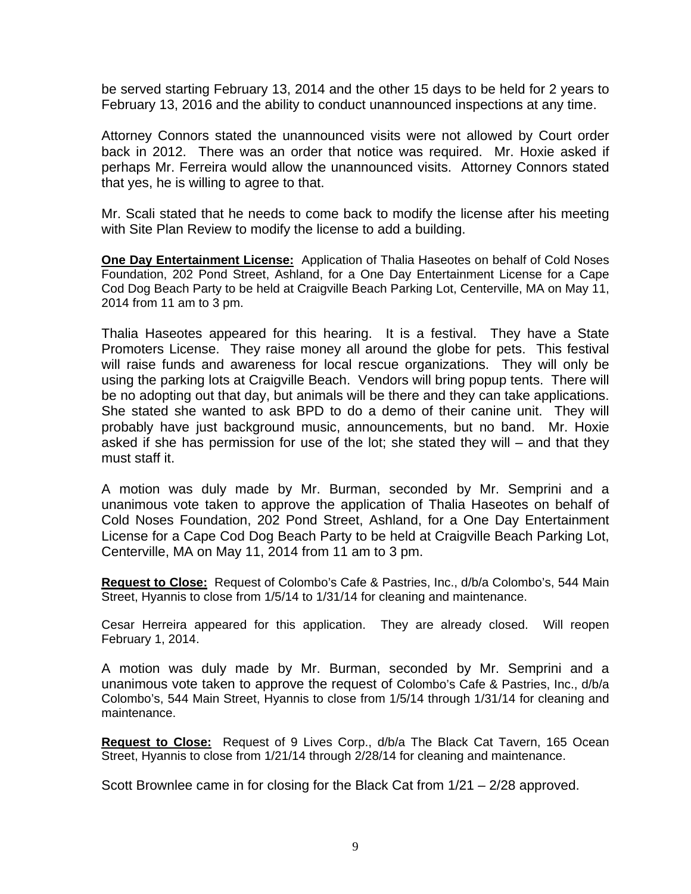be served starting February 13, 2014 and the other 15 days to be held for 2 years to February 13, 2016 and the ability to conduct unannounced inspections at any time.

Attorney Connors stated the unannounced visits were not allowed by Court order back in 2012. There was an order that notice was required. Mr. Hoxie asked if perhaps Mr. Ferreira would allow the unannounced visits. Attorney Connors stated that yes, he is willing to agree to that.

Mr. Scali stated that he needs to come back to modify the license after his meeting with Site Plan Review to modify the license to add a building.

**One Day Entertainment License:** Application of Thalia Haseotes on behalf of Cold Noses Foundation, 202 Pond Street, Ashland, for a One Day Entertainment License for a Cape Cod Dog Beach Party to be held at Craigville Beach Parking Lot, Centerville, MA on May 11, 2014 from 11 am to 3 pm.

Thalia Haseotes appeared for this hearing. It is a festival. They have a State Promoters License. They raise money all around the globe for pets. This festival will raise funds and awareness for local rescue organizations. They will only be using the parking lots at Craigville Beach. Vendors will bring popup tents. There will be no adopting out that day, but animals will be there and they can take applications. She stated she wanted to ask BPD to do a demo of their canine unit. They will probably have just background music, announcements, but no band. Mr. Hoxie asked if she has permission for use of the lot; she stated they will – and that they must staff it.

A motion was duly made by Mr. Burman, seconded by Mr. Semprini and a unanimous vote taken to approve the application of Thalia Haseotes on behalf of Cold Noses Foundation, 202 Pond Street, Ashland, for a One Day Entertainment License for a Cape Cod Dog Beach Party to be held at Craigville Beach Parking Lot, Centerville, MA on May 11, 2014 from 11 am to 3 pm.

**Request to Close:** Request of Colombo's Cafe & Pastries, Inc., d/b/a Colombo's, 544 Main Street, Hyannis to close from 1/5/14 to 1/31/14 for cleaning and maintenance.

Cesar Herreira appeared for this application. They are already closed. Will reopen February 1, 2014.

A motion was duly made by Mr. Burman, seconded by Mr. Semprini and a unanimous vote taken to approve the request of Colombo's Cafe & Pastries, Inc., d/b/a Colombo's, 544 Main Street, Hyannis to close from 1/5/14 through 1/31/14 for cleaning and maintenance.

**Request to Close:** Request of 9 Lives Corp., d/b/a The Black Cat Tavern, 165 Ocean Street, Hyannis to close from 1/21/14 through 2/28/14 for cleaning and maintenance.

Scott Brownlee came in for closing for the Black Cat from 1/21 – 2/28 approved.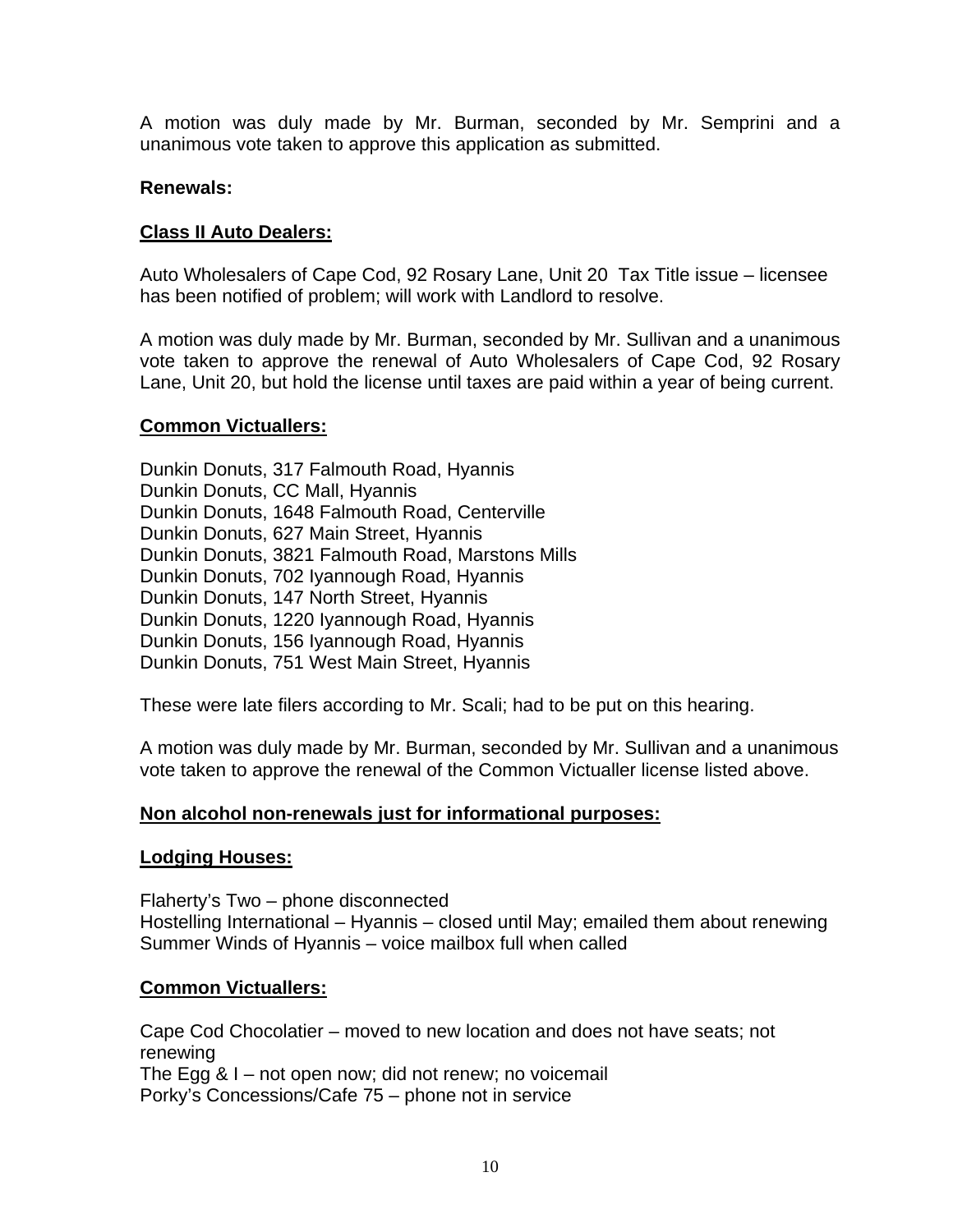A motion was duly made by Mr. Burman, seconded by Mr. Semprini and a unanimous vote taken to approve this application as submitted.

**Renewals:**

**Class II Auto Dealers:**

Auto Wholesalers of Cape Cod, 92 Rosary Lane, Unit 20  Tax Title issue – licensee has been notified of problem; will work with Landlord to resolve.

A motion was duly made by Mr. Burman, seconded by Mr. Sullivan and a unanimous vote taken to approve the renewal of Auto Wholesalers of Cape Cod, 92 Rosary Lane, Unit 20, but hold the license until taxes are paid within a year of being current.

**Common Victuallers:**

Dunkin Donuts, 317 Falmouth Road, Hyannis
Dunkin Donuts, CC Mall, Hyannis
Dunkin Donuts, 1648 Falmouth Road, Centerville
Dunkin Donuts, 627 Main Street, Hyannis
Dunkin Donuts, 3821 Falmouth Road, Marstons Mills
Dunkin Donuts, 702 Iyannough Road, Hyannis
Dunkin Donuts, 147 North Street, Hyannis
Dunkin Donuts, 1220 Iyannough Road, Hyannis
Dunkin Donuts, 156 Iyannough Road, Hyannis
Dunkin Donuts, 751 West Main Street, Hyannis

These were late filers according to Mr. Scali; had to be put on this hearing.

A motion was duly made by Mr. Burman, seconded by Mr. Sullivan and a unanimous vote taken to approve the renewal of the Common Victualler license listed above.

**Non alcohol non-renewals just for informational purposes:**

**Lodging Houses:**

Flaherty's Two – phone disconnected
Hostelling International – Hyannis – closed until May; emailed them about renewing
Summer Winds of Hyannis – voice mailbox full when called

**Common Victuallers:**

Cape Cod Chocolatier – moved to new location and does not have seats; not renewing
The Egg & I – not open now; did not renew; no voicemail
Porky's Concessions/Cafe 75 – phone not in service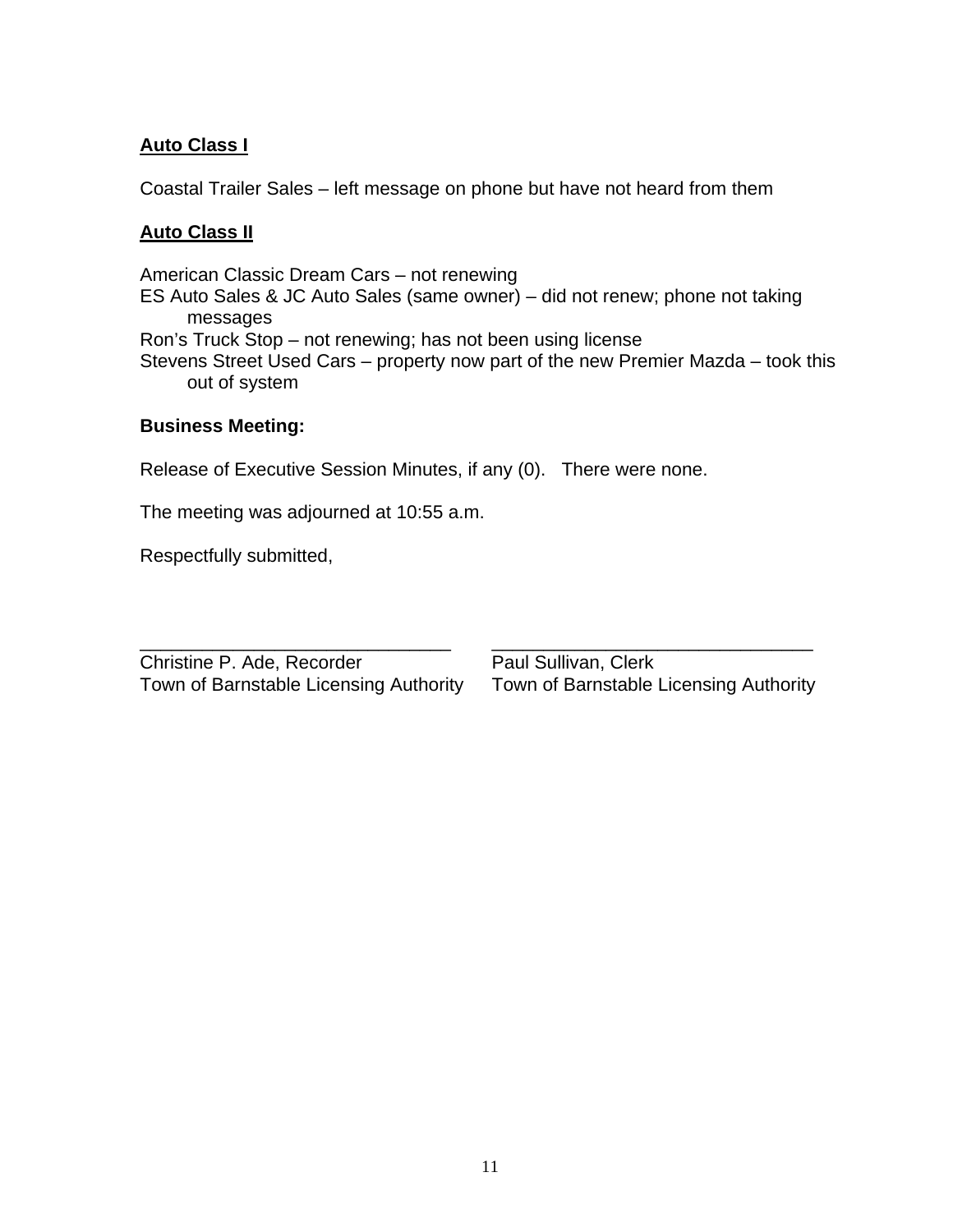**Auto Class I**

Coastal Trailer Sales – left message on phone but have not heard from them

**Auto Class II**

American Classic Dream Cars – not renewing
ES Auto Sales & JC Auto Sales (same owner) – did not renew; phone not taking messages
Ron's Truck Stop – not renewing; has not been using license
Stevens Street Used Cars – property now part of the new Premier Mazda – took this out of system

**Business Meeting:**

Release of Executive Session Minutes, if any (0). There were none.

The meeting was adjourned at 10:55 a.m.

Respectfully submitted,

| | |
|---|---|
| ______________________________ | ______________________________ |
| Christine P. Ade, Recorder | Paul Sullivan, Clerk |
| Town of Barnstable Licensing Authority | Town of Barnstable Licensing Authority |